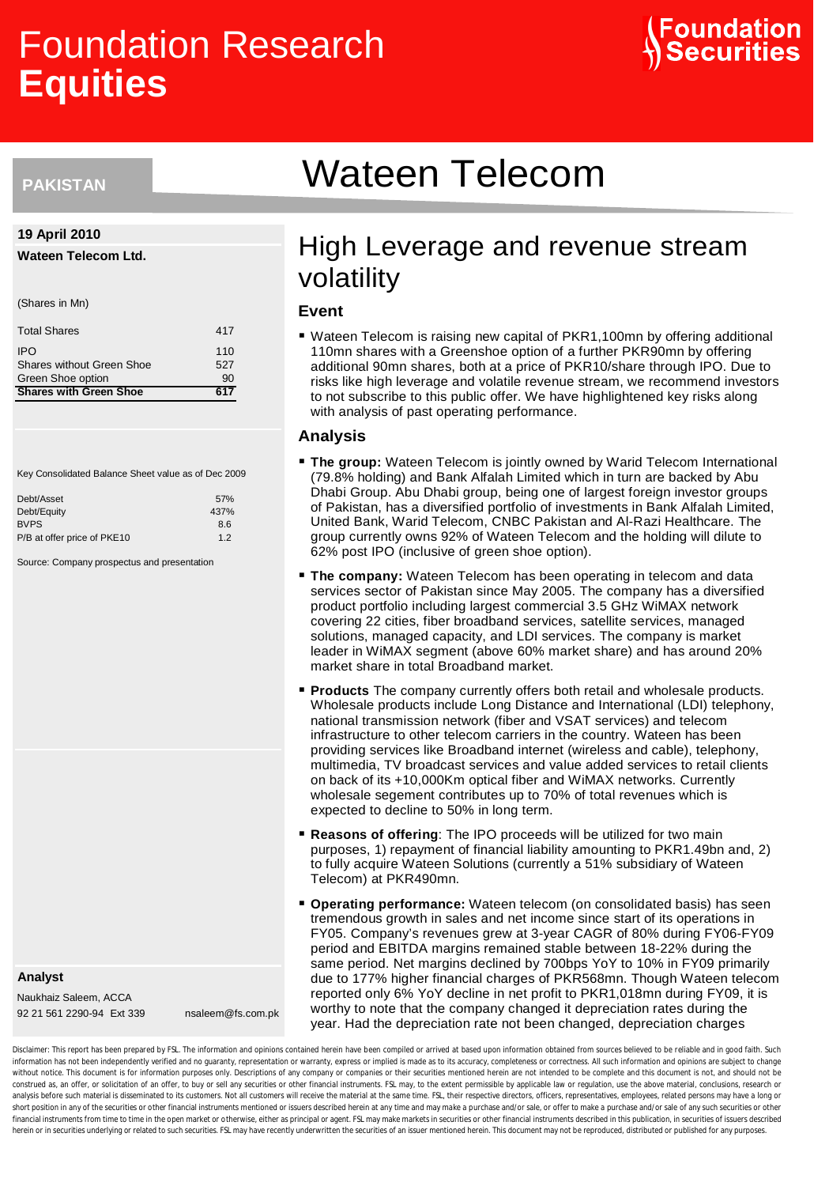# Foundation Research Equities

Foundation Securities

PAKISTAN

# Wateen Telecom

**19 April 2010**

**Wateen Telecom Ltd.**

(Shares in Mn)

| | |
|---|---|
| Total Shares | 417 |
| IPO | 110 |
| Shares without Green Shoe | 527 |
| Green Shoe option | 90 |
| **Shares with Green Shoe** | **617** |

Key Consolidated Balance Sheet value as of Dec 2009

| | |
|---|---|
| Debt/Asset | 57% |
| Debt/Equity | 437% |
| BVPS | 8.6 |
| P/B at offer price of PKE10 | 1.2 |

Source: Company prospectus and presentation

**Analyst**

Naukhaiz Saleem, ACCA

92 21 561 2290-94 Ext 339 nsaleem@fs.com.pk

## High Leverage and revenue stream volatility

### Event

- Wateen Telecom is raising new capital of PKR1,100mn by offering additional 110mn shares with a Greenshoe option of a further PKR90mn by offering additional 90mn shares, both at a price of PKR10/share through IPO. Due to risks like high leverage and volatile revenue stream, we recommend investors to not subscribe to this public offer. We have highlightened key risks along with analysis of past operating performance.

### Analysis

- **The group:** Wateen Telecom is jointly owned by Warid Telecom International (79.8% holding) and Bank Alfalah Limited which in turn are backed by Abu Dhabi Group. Abu Dhabi group, being one of largest foreign investor groups of Pakistan, has a diversified portfolio of investments in Bank Alfalah Limited, United Bank, Warid Telecom, CNBC Pakistan and Al-Razi Healthcare. The group currently owns 92% of Wateen Telecom and the holding will dilute to 62% post IPO (inclusive of green shoe option).
- **The company:** Wateen Telecom has been operating in telecom and data services sector of Pakistan since May 2005. The company has a diversified product portfolio including largest commercial 3.5 GHz WiMAX network covering 22 cities, fiber broadband services, satellite services, managed solutions, managed capacity, and LDI services. The company is market leader in WiMAX segment (above 60% market share) and has around 20% market share in total Broadband market.
- **Products** The company currently offers both retail and wholesale products. Wholesale products include Long Distance and International (LDI) telephony, national transmission network (fiber and VSAT services) and telecom infrastructure to other telecom carriers in the country. Wateen has been providing services like Broadband internet (wireless and cable), telephony, multimedia, TV broadcast services and value added services to retail clients on back of its +10,000Km optical fiber and WiMAX networks. Currently wholesale segement contributes up to 70% of total revenues which is expected to decline to 50% in long term.
- **Reasons of offering**: The IPO proceeds will be utilized for two main purposes, 1) repayment of financial liability amounting to PKR1.49bn and, 2) to fully acquire Wateen Solutions (currently a 51% subsidiary of Wateen Telecom) at PKR490mn.
- **Operating performance:** Wateen telecom (on consolidated basis) has seen tremendous growth in sales and net income since start of its operations in FY05. Company's revenues grew at 3-year CAGR of 80% during FY06-FY09 period and EBITDA margins remained stable between 18-22% during the same period. Net margins declined by 700bps YoY to 10% in FY09 primarily due to 177% higher financial charges of PKR568mn. Though Wateen telecom reported only 6% YoY decline in net profit to PKR1,018mn during FY09, it is worthy to note that the company changed it depreciation rates during the year. Had the depreciation rate not been changed, depreciation charges

Disclaimer: This report has been prepared by FSL. The information and opinions contained herein have been compiled or arrived at based upon information obtained from sources believed to be reliable and in good faith. Such information has not been independently verified and no guaranty, representation or warranty, express or implied is made as to its accuracy, completeness or correctness. All such information and opinions are subject to change without notice. This document is for information purposes only. Descriptions of any company or companies or their securities mentioned herein are not intended to be complete and this document is not, and should not be construed as, an offer, or solicitation of an offer, to buy or sell any securities or other financial instruments. FSL may, to the extent permissible by applicable law or regulation, use the above material, conclusions, research or analysis before such material is disseminated to its customers. Not all customers will receive the material at the same time. FSL, their respective directors, officers, representatives, employees, related persons may have a long or short position in any of the securities or other financial instruments mentioned or issuers described herein at any time and may make a purchase and/or sale, or offer to make a purchase and/or sale of any such securities or other financial instruments from time to time in the open market or otherwise, either as principal or agent. FSL may make markets in securities or other financial instruments described in this publication, in securities of issuers described herein or in securities underlying or related to such securities. FSL may have recently underwritten the securities of an issuer mentioned herein. This document may not be reproduced, distributed or published for any purposes.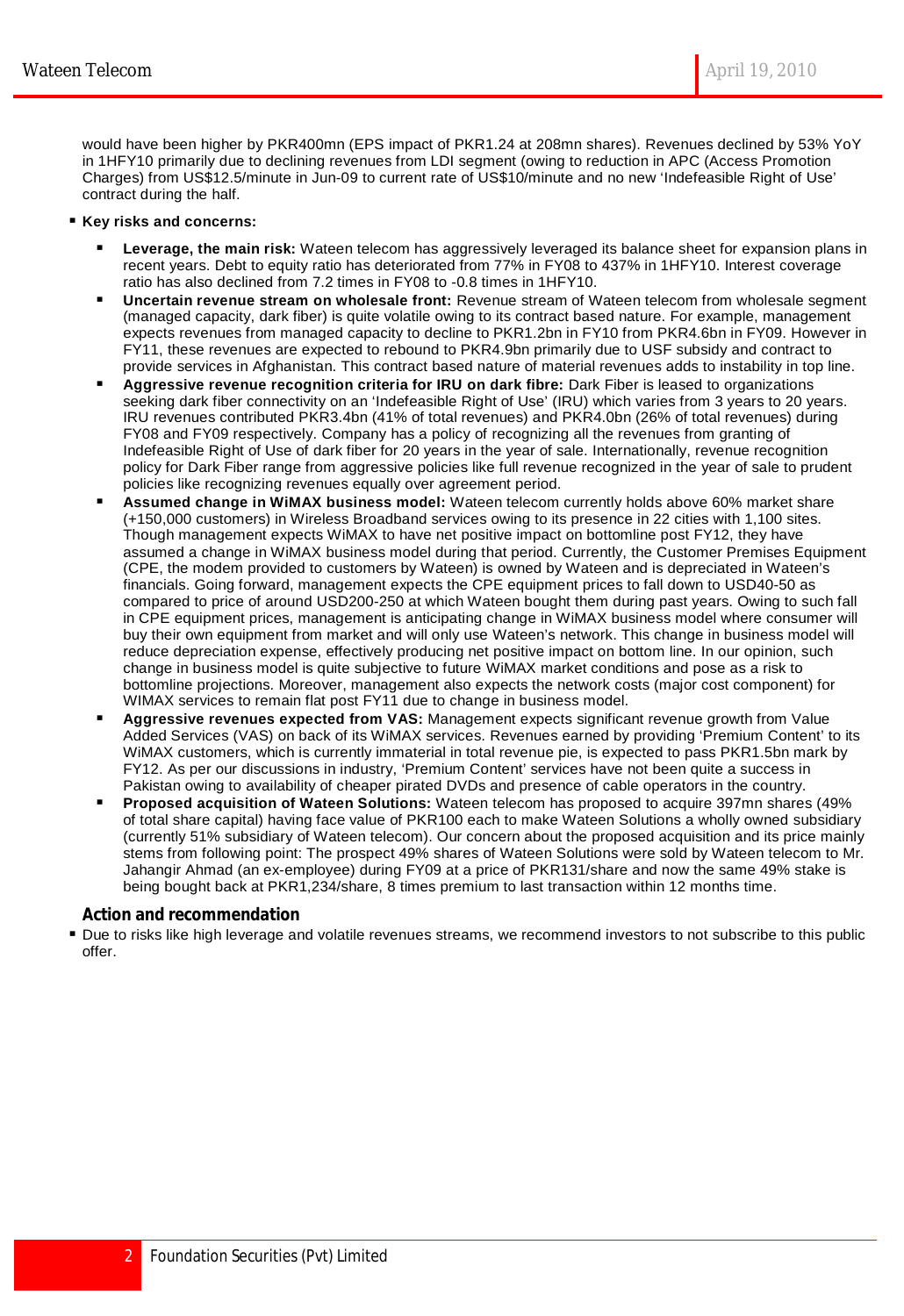would have been higher by PKR400mn (EPS impact of PKR1.24 at 208mn shares). Revenues declined by 53% YoY in 1HFY10 primarily due to declining revenues from LDI segment (owing to reduction in APC (Access Promotion Charges) from US$12.5/minute in Jun-09 to current rate of US$10/minute and no new 'Indefeasible Right of Use' contract during the half.

- **Key risks and concerns:**
  - **Leverage, the main risk:** Wateen telecom has aggressively leveraged its balance sheet for expansion plans in recent years. Debt to equity ratio has deteriorated from 77% in FY08 to 437% in 1HFY10. Interest coverage ratio has also declined from 7.2 times in FY08 to -0.8 times in 1HFY10.
  - **Uncertain revenue stream on wholesale front:** Revenue stream of Wateen telecom from wholesale segment (managed capacity, dark fiber) is quite volatile owing to its contract based nature. For example, management expects revenues from managed capacity to decline to PKR1.2bn in FY10 from PKR4.6bn in FY09. However in FY11, these revenues are expected to rebound to PKR4.9bn primarily due to USF subsidy and contract to provide services in Afghanistan. This contract based nature of material revenues adds to instability in top line.
  - **Aggressive revenue recognition criteria for IRU on dark fibre:** Dark Fiber is leased to organizations seeking dark fiber connectivity on an 'Indefeasible Right of Use' (IRU) which varies from 3 years to 20 years. IRU revenues contributed PKR3.4bn (41% of total revenues) and PKR4.0bn (26% of total revenues) during FY08 and FY09 respectively. Company has a policy of recognizing all the revenues from granting of Indefeasible Right of Use of dark fiber for 20 years in the year of sale. Internationally, revenue recognition policy for Dark Fiber range from aggressive policies like full revenue recognized in the year of sale to prudent policies like recognizing revenues equally over agreement period.
  - **Assumed change in WiMAX business model:** Wateen telecom currently holds above 60% market share (+150,000 customers) in Wireless Broadband services owing to its presence in 22 cities with 1,100 sites. Though management expects WiMAX to have net positive impact on bottomline post FY12, they have assumed a change in WiMAX business model during that period. Currently, the Customer Premises Equipment (CPE, the modem provided to customers by Wateen) is owned by Wateen and is depreciated in Wateen's financials. Going forward, management expects the CPE equipment prices to fall down to USD40-50 as compared to price of around USD200-250 at which Wateen bought them during past years. Owing to such fall in CPE equipment prices, management is anticipating change in WiMAX business model where consumer will buy their own equipment from market and will only use Wateen's network. This change in business model will reduce depreciation expense, effectively producing net positive impact on bottom line. In our opinion, such change in business model is quite subjective to future WiMAX market conditions and pose as a risk to bottomline projections. Moreover, management also expects the network costs (major cost component) for WIMAX services to remain flat post FY11 due to change in business model.
  - **Aggressive revenues expected from VAS:** Management expects significant revenue growth from Value Added Services (VAS) on back of its WiMAX services. Revenues earned by providing 'Premium Content' to its WiMAX customers, which is currently immaterial in total revenue pie, is expected to pass PKR1.5bn mark by FY12. As per our discussions in industry, 'Premium Content' services have not been quite a success in Pakistan owing to availability of cheaper pirated DVDs and presence of cable operators in the country.
  - **Proposed acquisition of Wateen Solutions:** Wateen telecom has proposed to acquire 397mn shares (49% of total share capital) having face value of PKR100 each to make Wateen Solutions a wholly owned subsidiary (currently 51% subsidiary of Wateen telecom). Our concern about the proposed acquisition and its price mainly stems from following point: The prospect 49% shares of Wateen Solutions were sold by Wateen telecom to Mr. Jahangir Ahmad (an ex-employee) during FY09 at a price of PKR131/share and now the same 49% stake is being bought back at PKR1,234/share, 8 times premium to last transaction within 12 months time.

## Action and recommendation

- Due to risks like high leverage and volatile revenues streams, we recommend investors to not subscribe to this public offer.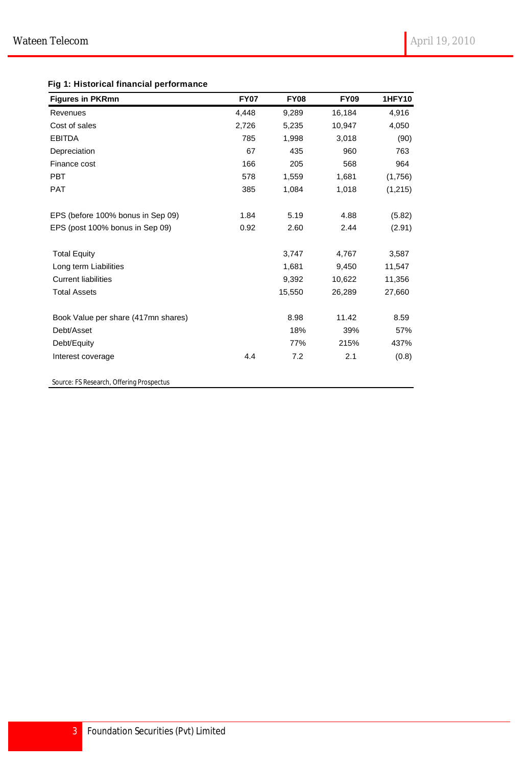**Fig 1: Historical financial performance**

| Figures in PKRmn | FY07 | FY08 | FY09 | 1HFY10 |
|---|---|---|---|---|
| Revenues | 4,448 | 9,289 | 16,184 | 4,916 |
| Cost of sales | 2,726 | 5,235 | 10,947 | 4,050 |
| EBITDA | 785 | 1,998 | 3,018 | (90) |
| Depreciation | 67 | 435 | 960 | 763 |
| Finance cost | 166 | 205 | 568 | 964 |
| PBT | 578 | 1,559 | 1,681 | (1,756) |
| PAT | 385 | 1,084 | 1,018 | (1,215) |
| | | | | |
| EPS (before 100% bonus in Sep 09) | 1.84 | 5.19 | 4.88 | (5.82) |
| EPS (post 100% bonus in Sep 09) | 0.92 | 2.60 | 2.44 | (2.91) |
| | | | | |
| Total Equity | | 3,747 | 4,767 | 3,587 |
| Long term Liabilities | | 1,681 | 9,450 | 11,547 |
| Current liabilities | | 9,392 | 10,622 | 11,356 |
| Total Assets | | 15,550 | 26,289 | 27,660 |
| | | | | |
| Book Value per share (417mn shares) | | 8.98 | 11.42 | 8.59 |
| Debt/Asset | | 18% | 39% | 57% |
| Debt/Equity | | 77% | 215% | 437% |
| Interest coverage | 4.4 | 7.2 | 2.1 | (0.8) |

Source: FS Research, Offering Prospectus